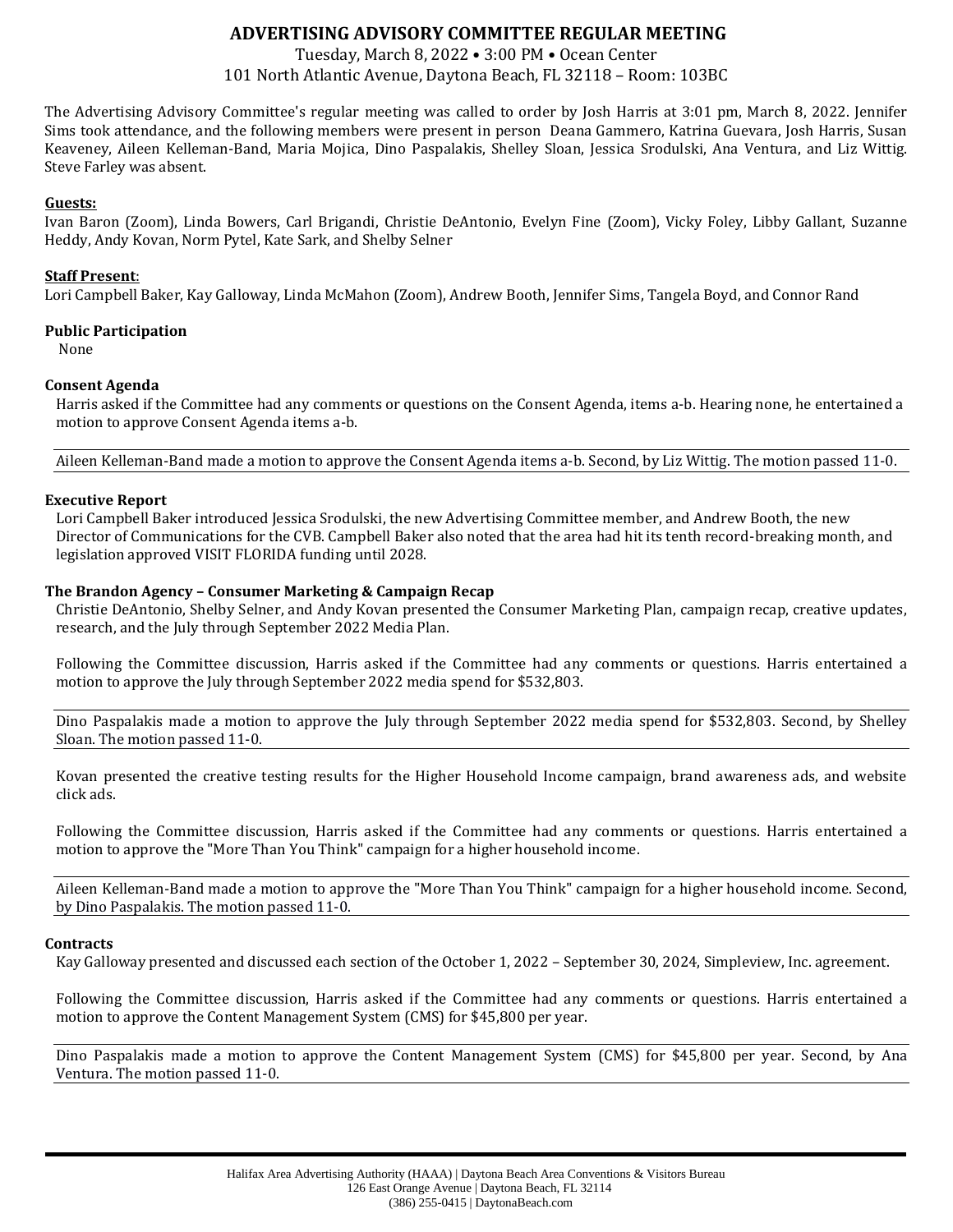# ADVERTISING ADVISORY COMMITTEE REGULAR MEETING

Tuesday, March 8, 2022 • 3:00 PM • Ocean Center
101 North Atlantic Avenue, Daytona Beach, FL 32118 – Room: 103BC

The Advertising Advisory Committee's regular meeting was called to order by Josh Harris at 3:01 pm, March 8, 2022. Jennifer Sims took attendance, and the following members were present in person Deana Gammero, Katrina Guevara, Josh Harris, Susan Keaveney, Aileen Kelleman-Band, Maria Mojica, Dino Paspalakis, Shelley Sloan, Jessica Srodulski, Ana Ventura, and Liz Wittig. Steve Farley was absent.

**Guests:**
Ivan Baron (Zoom), Linda Bowers, Carl Brigandi, Christie DeAntonio, Evelyn Fine (Zoom), Vicky Foley, Libby Gallant, Suzanne Heddy, Andy Kovan, Norm Pytel, Kate Sark, and Shelby Selner

**Staff Present**:
Lori Campbell Baker, Kay Galloway, Linda McMahon (Zoom), Andrew Booth, Jennifer Sims, Tangela Boyd, and Connor Rand

**Public Participation**

None

**Consent Agenda**

Harris asked if the Committee had any comments or questions on the Consent Agenda, items a-b. Hearing none, he entertained a motion to approve Consent Agenda items a-b.

Aileen Kelleman-Band made a motion to approve the Consent Agenda items a-b. Second, by Liz Wittig. The motion passed 11-0.

**Executive Report**

Lori Campbell Baker introduced Jessica Srodulski, the new Advertising Committee member, and Andrew Booth, the new Director of Communications for the CVB. Campbell Baker also noted that the area had hit its tenth record-breaking month, and legislation approved VISIT FLORIDA funding until 2028.

**The Brandon Agency – Consumer Marketing & Campaign Recap**

Christie DeAntonio, Shelby Selner, and Andy Kovan presented the Consumer Marketing Plan, campaign recap, creative updates, research, and the July through September 2022 Media Plan.

Following the Committee discussion, Harris asked if the Committee had any comments or questions. Harris entertained a motion to approve the July through September 2022 media spend for $532,803.

Dino Paspalakis made a motion to approve the July through September 2022 media spend for $532,803. Second, by Shelley Sloan. The motion passed 11-0.

Kovan presented the creative testing results for the Higher Household Income campaign, brand awareness ads, and website click ads.

Following the Committee discussion, Harris asked if the Committee had any comments or questions. Harris entertained a motion to approve the "More Than You Think" campaign for a higher household income.

Aileen Kelleman-Band made a motion to approve the "More Than You Think" campaign for a higher household income. Second, by Dino Paspalakis. The motion passed 11-0.

**Contracts**

Kay Galloway presented and discussed each section of the October 1, 2022 – September 30, 2024, Simpleview, Inc. agreement.

Following the Committee discussion, Harris asked if the Committee had any comments or questions. Harris entertained a motion to approve the Content Management System (CMS) for $45,800 per year.

Dino Paspalakis made a motion to approve the Content Management System (CMS) for $45,800 per year. Second, by Ana Ventura. The motion passed 11-0.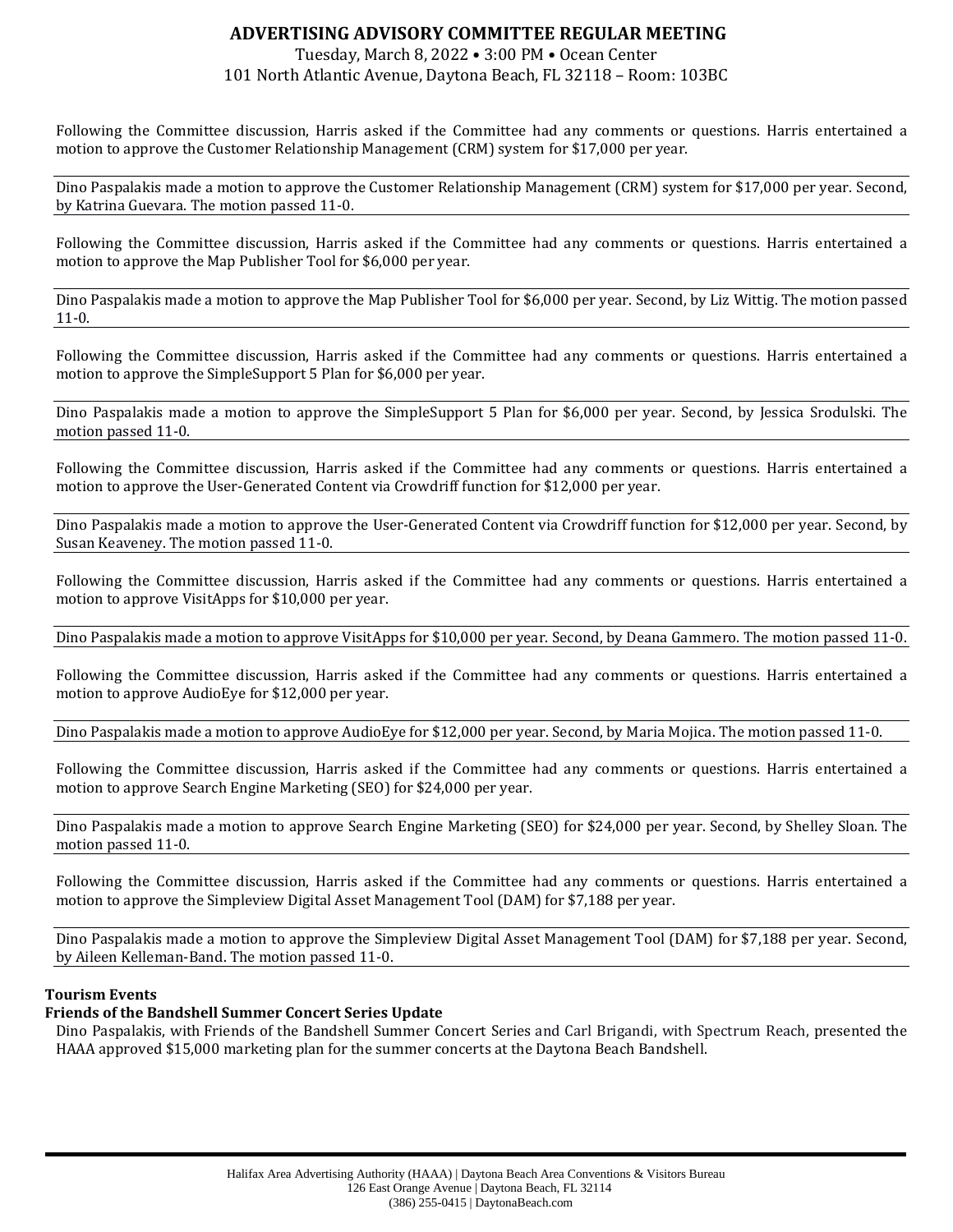Following the Committee discussion, Harris asked if the Committee had any comments or questions. Harris entertained a motion to approve the Customer Relationship Management (CRM) system for $17,000 per year.

Dino Paspalakis made a motion to approve the Customer Relationship Management (CRM) system for $17,000 per year. Second, by Katrina Guevara. The motion passed 11-0.

Following the Committee discussion, Harris asked if the Committee had any comments or questions. Harris entertained a motion to approve the Map Publisher Tool for $6,000 per year.

Dino Paspalakis made a motion to approve the Map Publisher Tool for $6,000 per year. Second, by Liz Wittig. The motion passed 11-0.

Following the Committee discussion, Harris asked if the Committee had any comments or questions. Harris entertained a motion to approve the SimpleSupport 5 Plan for $6,000 per year.

Dino Paspalakis made a motion to approve the SimpleSupport 5 Plan for $6,000 per year. Second, by Jessica Srodulski. The motion passed 11-0.

Following the Committee discussion, Harris asked if the Committee had any comments or questions. Harris entertained a motion to approve the User-Generated Content via Crowdriff function for $12,000 per year.

Dino Paspalakis made a motion to approve the User-Generated Content via Crowdriff function for $12,000 per year. Second, by Susan Keaveney. The motion passed 11-0.

Following the Committee discussion, Harris asked if the Committee had any comments or questions. Harris entertained a motion to approve VisitApps for $10,000 per year.

Dino Paspalakis made a motion to approve VisitApps for $10,000 per year. Second, by Deana Gammero. The motion passed 11-0.

Following the Committee discussion, Harris asked if the Committee had any comments or questions. Harris entertained a motion to approve AudioEye for $12,000 per year.

Dino Paspalakis made a motion to approve AudioEye for $12,000 per year. Second, by Maria Mojica. The motion passed 11-0.

Following the Committee discussion, Harris asked if the Committee had any comments or questions. Harris entertained a motion to approve Search Engine Marketing (SEO) for $24,000 per year.

Dino Paspalakis made a motion to approve Search Engine Marketing (SEO) for $24,000 per year. Second, by Shelley Sloan. The motion passed 11-0.

Following the Committee discussion, Harris asked if the Committee had any comments or questions. Harris entertained a motion to approve the Simpleview Digital Asset Management Tool (DAM) for $7,188 per year.

Dino Paspalakis made a motion to approve the Simpleview Digital Asset Management Tool (DAM) for $7,188 per year. Second, by Aileen Kelleman-Band. The motion passed 11-0.

**Tourism Events**

**Friends of the Bandshell Summer Concert Series Update**

Dino Paspalakis, with Friends of the Bandshell Summer Concert Series and Carl Brigandi, with Spectrum Reach, presented the HAAA approved $15,000 marketing plan for the summer concerts at the Daytona Beach Bandshell.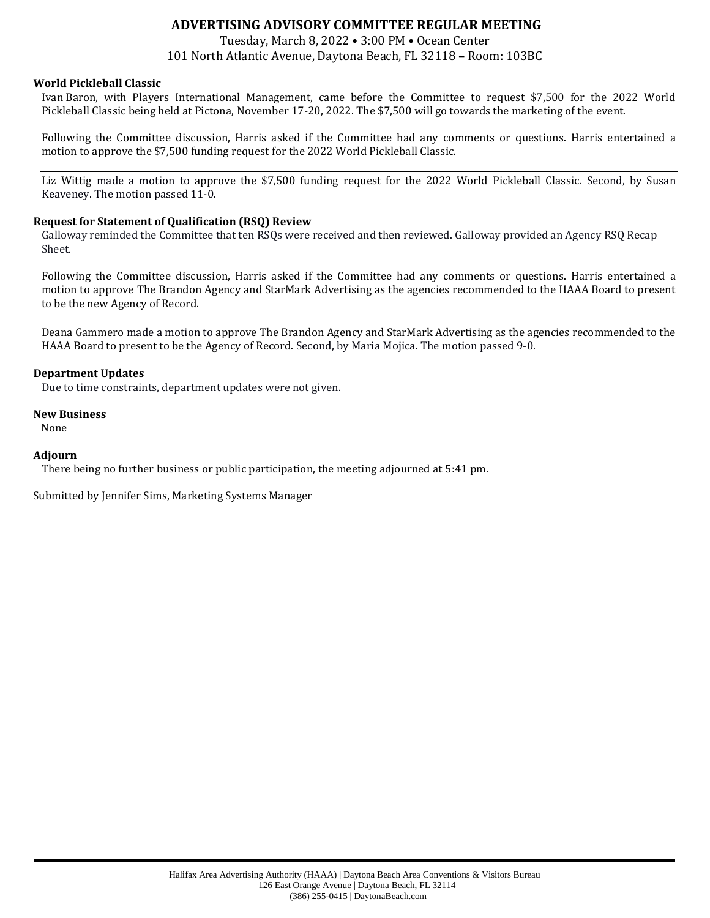# ADVERTISING ADVISORY COMMITTEE REGULAR MEETING

Tuesday, March 8, 2022 • 3:00 PM • Ocean Center
101 North Atlantic Avenue, Daytona Beach, FL 32118 – Room: 103BC

**World Pickleball Classic**

Ivan Baron, with Players International Management, came before the Committee to request $7,500 for the 2022 World Pickleball Classic being held at Pictona, November 17-20, 2022. The $7,500 will go towards the marketing of the event.

Following the Committee discussion, Harris asked if the Committee had any comments or questions. Harris entertained a motion to approve the $7,500 funding request for the 2022 World Pickleball Classic.

Liz Wittig made a motion to approve the $7,500 funding request for the 2022 World Pickleball Classic. Second, by Susan Keaveney. The motion passed 11-0.

**Request for Statement of Qualification (RSQ) Review**

Galloway reminded the Committee that ten RSQs were received and then reviewed. Galloway provided an Agency RSQ Recap Sheet.

Following the Committee discussion, Harris asked if the Committee had any comments or questions. Harris entertained a motion to approve The Brandon Agency and StarMark Advertising as the agencies recommended to the HAAA Board to present to be the new Agency of Record.

Deana Gammero made a motion to approve The Brandon Agency and StarMark Advertising as the agencies recommended to the HAAA Board to present to be the Agency of Record. Second, by Maria Mojica. The motion passed 9-0.

**Department Updates**

Due to time constraints, department updates were not given.

**New Business**

None

**Adjourn**

There being no further business or public participation, the meeting adjourned at 5:41 pm.

Submitted by Jennifer Sims, Marketing Systems Manager